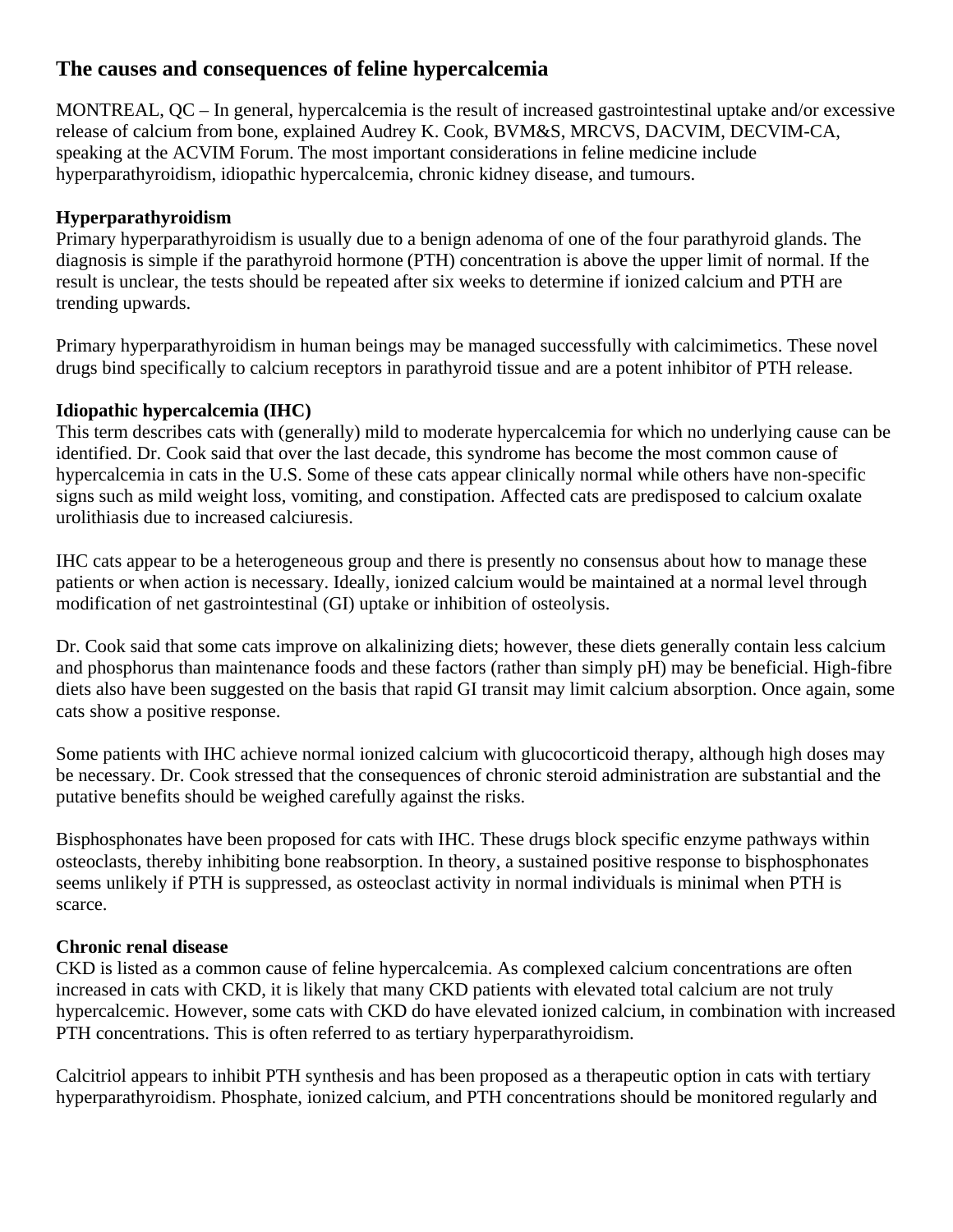# The causes and consequences of feline hypercalcemia

MONTREAL, QC – In general, hypercalcemia is the result of increased gastrointestinal uptake and/or excessive release of calcium from bone, explained Audrey K. Cook, BVM&S, MRCVS, DACVIM, DECVIM-CA, speaking at the ACVIM Forum. The most important considerations in feline medicine include hyperparathyroidism, idiopathic hypercalcemia, chronic kidney disease, and tumours.

**Hyperparathyroidism**

Primary hyperparathyroidism is usually due to a benign adenoma of one of the four parathyroid glands. The diagnosis is simple if the parathyroid hormone (PTH) concentration is above the upper limit of normal. If the result is unclear, the tests should be repeated after six weeks to determine if ionized calcium and PTH are trending upwards.

Primary hyperparathyroidism in human beings may be managed successfully with calcimimetics. These novel drugs bind specifically to calcium receptors in parathyroid tissue and are a potent inhibitor of PTH release.

**Idiopathic hypercalcemia (IHC)**

This term describes cats with (generally) mild to moderate hypercalcemia for which no underlying cause can be identified. Dr. Cook said that over the last decade, this syndrome has become the most common cause of hypercalcemia in cats in the U.S. Some of these cats appear clinically normal while others have non-specific signs such as mild weight loss, vomiting, and constipation. Affected cats are predisposed to calcium oxalate urolithiasis due to increased calciuresis.

IHC cats appear to be a heterogeneous group and there is presently no consensus about how to manage these patients or when action is necessary. Ideally, ionized calcium would be maintained at a normal level through modification of net gastrointestinal (GI) uptake or inhibition of osteolysis.

Dr. Cook said that some cats improve on alkalinizing diets; however, these diets generally contain less calcium and phosphorus than maintenance foods and these factors (rather than simply pH) may be beneficial. High-fibre diets also have been suggested on the basis that rapid GI transit may limit calcium absorption. Once again, some cats show a positive response.

Some patients with IHC achieve normal ionized calcium with glucocorticoid therapy, although high doses may be necessary. Dr. Cook stressed that the consequences of chronic steroid administration are substantial and the putative benefits should be weighed carefully against the risks.

Bisphosphonates have been proposed for cats with IHC. These drugs block specific enzyme pathways within osteoclasts, thereby inhibiting bone reabsorption. In theory, a sustained positive response to bisphosphonates seems unlikely if PTH is suppressed, as osteoclast activity in normal individuals is minimal when PTH is scarce.

**Chronic renal disease**

CKD is listed as a common cause of feline hypercalcemia. As complexed calcium concentrations are often increased in cats with CKD, it is likely that many CKD patients with elevated total calcium are not truly hypercalcemic. However, some cats with CKD do have elevated ionized calcium, in combination with increased PTH concentrations. This is often referred to as tertiary hyperparathyroidism.

Calcitriol appears to inhibit PTH synthesis and has been proposed as a therapeutic option in cats with tertiary hyperparathyroidism. Phosphate, ionized calcium, and PTH concentrations should be monitored regularly and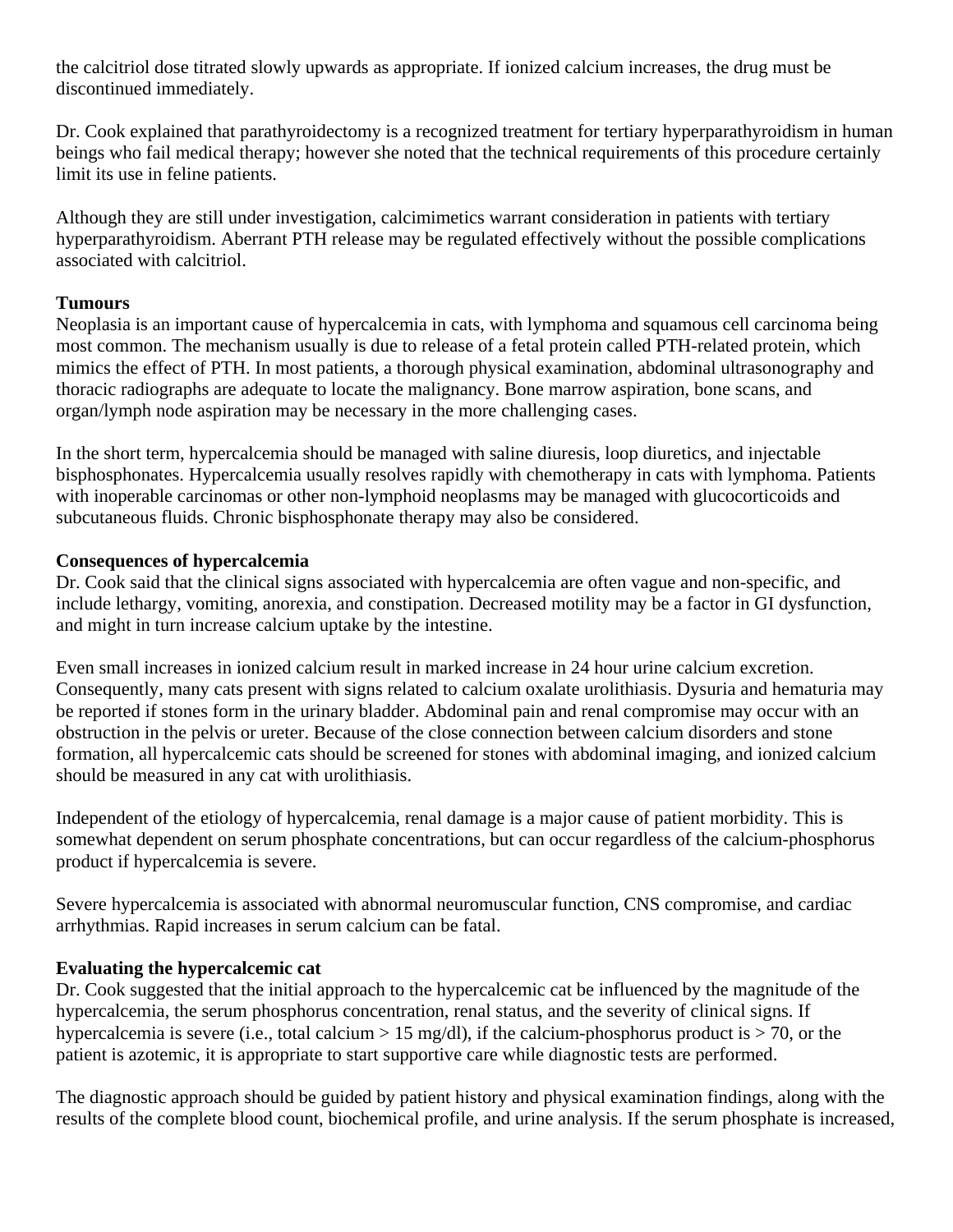the calcitriol dose titrated slowly upwards as appropriate. If ionized calcium increases, the drug must be discontinued immediately.

Dr. Cook explained that parathyroidectomy is a recognized treatment for tertiary hyperparathyroidism in human beings who fail medical therapy; however she noted that the technical requirements of this procedure certainly limit its use in feline patients.

Although they are still under investigation, calcimimetics warrant consideration in patients with tertiary hyperparathyroidism. Aberrant PTH release may be regulated effectively without the possible complications associated with calcitriol.

**Tumours**

Neoplasia is an important cause of hypercalcemia in cats, with lymphoma and squamous cell carcinoma being most common. The mechanism usually is due to release of a fetal protein called PTH-related protein, which mimics the effect of PTH. In most patients, a thorough physical examination, abdominal ultrasonography and thoracic radiographs are adequate to locate the malignancy. Bone marrow aspiration, bone scans, and organ/lymph node aspiration may be necessary in the more challenging cases.

In the short term, hypercalcemia should be managed with saline diuresis, loop diuretics, and injectable bisphosphonates. Hypercalcemia usually resolves rapidly with chemotherapy in cats with lymphoma. Patients with inoperable carcinomas or other non-lymphoid neoplasms may be managed with glucocorticoids and subcutaneous fluids. Chronic bisphosphonate therapy may also be considered.

**Consequences of hypercalcemia**

Dr. Cook said that the clinical signs associated with hypercalcemia are often vague and non-specific, and include lethargy, vomiting, anorexia, and constipation. Decreased motility may be a factor in GI dysfunction, and might in turn increase calcium uptake by the intestine.

Even small increases in ionized calcium result in marked increase in 24 hour urine calcium excretion. Consequently, many cats present with signs related to calcium oxalate urolithiasis. Dysuria and hematuria may be reported if stones form in the urinary bladder. Abdominal pain and renal compromise may occur with an obstruction in the pelvis or ureter. Because of the close connection between calcium disorders and stone formation, all hypercalcemic cats should be screened for stones with abdominal imaging, and ionized calcium should be measured in any cat with urolithiasis.

Independent of the etiology of hypercalcemia, renal damage is a major cause of patient morbidity. This is somewhat dependent on serum phosphate concentrations, but can occur regardless of the calcium-phosphorus product if hypercalcemia is severe.

Severe hypercalcemia is associated with abnormal neuromuscular function, CNS compromise, and cardiac arrhythmias. Rapid increases in serum calcium can be fatal.

**Evaluating the hypercalcemic cat**

Dr. Cook suggested that the initial approach to the hypercalcemic cat be influenced by the magnitude of the hypercalcemia, the serum phosphorus concentration, renal status, and the severity of clinical signs. If hypercalcemia is severe (i.e., total calcium > 15 mg/dl), if the calcium-phosphorus product is > 70, or the patient is azotemic, it is appropriate to start supportive care while diagnostic tests are performed.

The diagnostic approach should be guided by patient history and physical examination findings, along with the results of the complete blood count, biochemical profile, and urine analysis. If the serum phosphate is increased,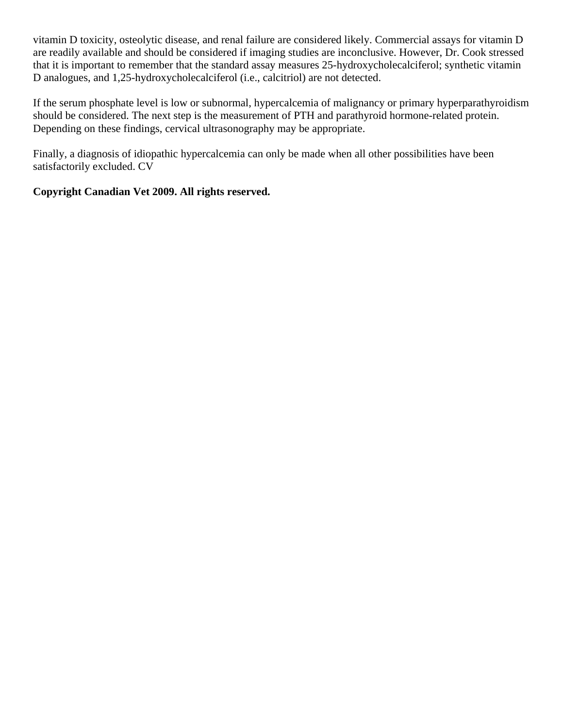vitamin D toxicity, osteolytic disease, and renal failure are considered likely. Commercial assays for vitamin D are readily available and should be considered if imaging studies are inconclusive. However, Dr. Cook stressed that it is important to remember that the standard assay measures 25-hydroxycholecalciferol; synthetic vitamin D analogues, and 1,25-hydroxycholecalciferol (i.e., calcitriol) are not detected.

If the serum phosphate level is low or subnormal, hypercalcemia of malignancy or primary hyperparathyroidism should be considered. The next step is the measurement of PTH and parathyroid hormone-related protein. Depending on these findings, cervical ultrasonography may be appropriate.

Finally, a diagnosis of idiopathic hypercalcemia can only be made when all other possibilities have been satisfactorily excluded. CV

**Copyright Canadian Vet 2009. All rights reserved.**